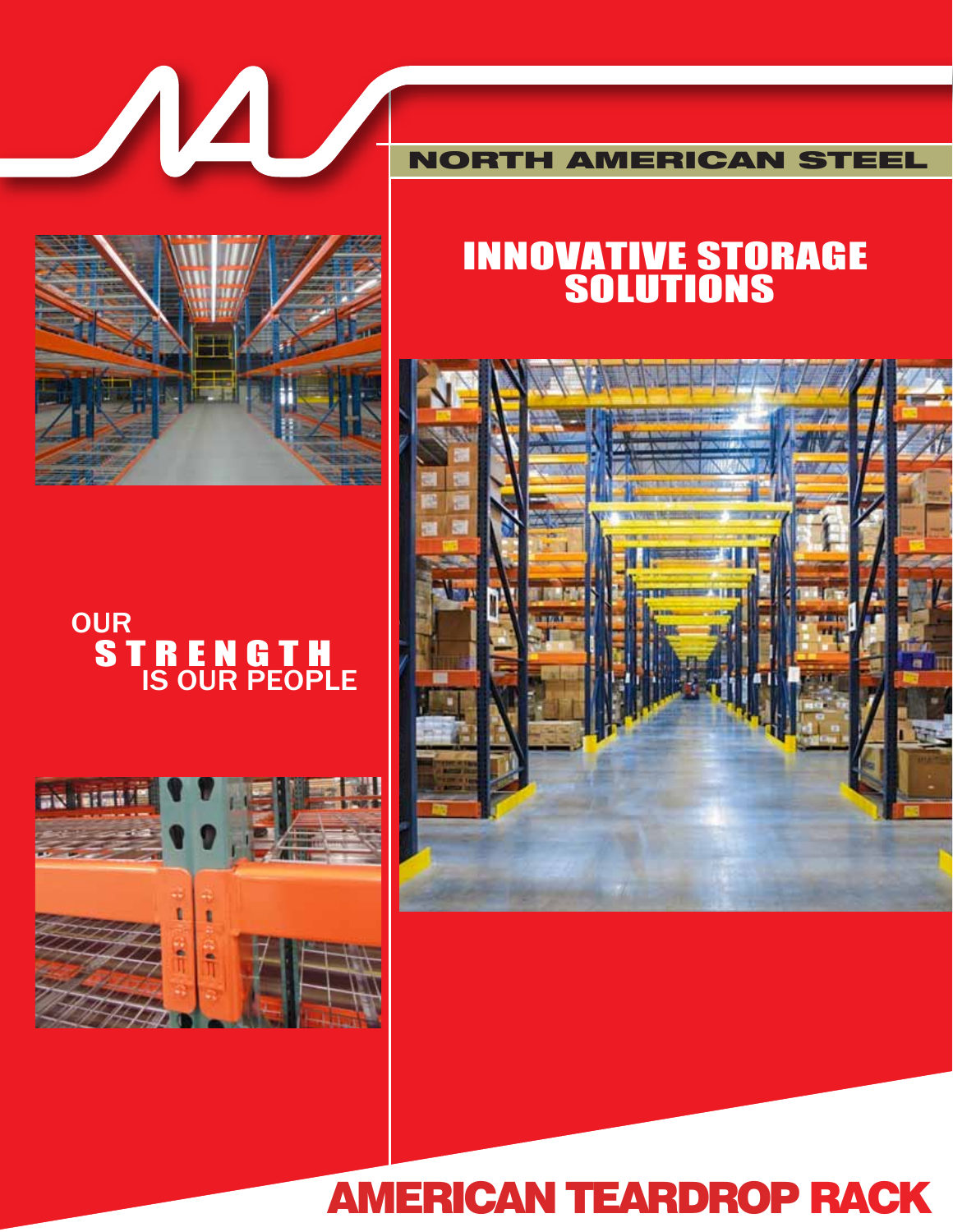NORTH AMERICAN STEEL

# INNOVATIVE STORAGE SOLUTIONS

OUR
**STRENGTH**
IS OUR PEOPLE

## AMERICAN TEARDROP RACK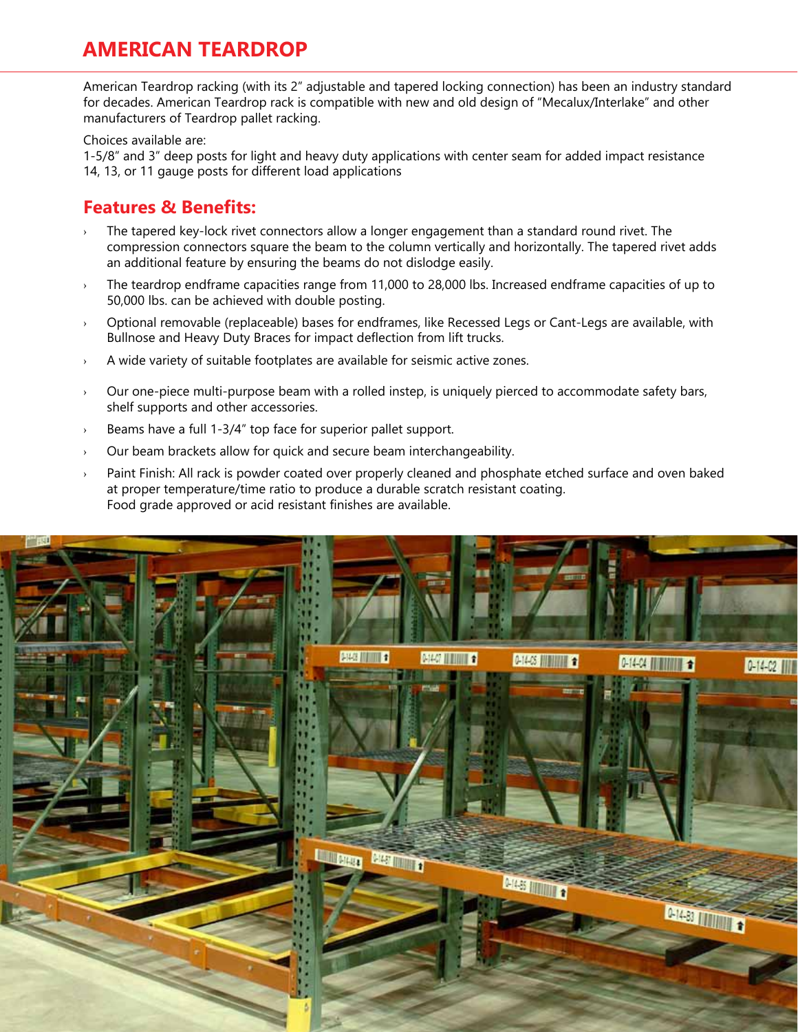# AMERICAN TEARDROP

American Teardrop racking (with its 2" adjustable and tapered locking connection) has been an industry standard for decades. American Teardrop rack is compatible with new and old design of "Mecalux/Interlake" and other manufacturers of Teardrop pallet racking.

Choices available are:
1-5/8" and 3" deep posts for light and heavy duty applications with center seam for added impact resistance
14, 13, or 11 gauge posts for different load applications

## Features & Benefits:

- The tapered key-lock rivet connectors allow a longer engagement than a standard round rivet. The compression connectors square the beam to the column vertically and horizontally. The tapered rivet adds an additional feature by ensuring the beams do not dislodge easily.
- The teardrop endframe capacities range from 11,000 to 28,000 lbs. Increased endframe capacities of up to 50,000 lbs. can be achieved with double posting.
- Optional removable (replaceable) bases for endframes, like Recessed Legs or Cant-Legs are available, with Bullnose and Heavy Duty Braces for impact deflection from lift trucks.
- A wide variety of suitable footplates are available for seismic active zones.
- Our one-piece multi-purpose beam with a rolled instep, is uniquely pierced to accommodate safety bars, shelf supports and other accessories.
- Beams have a full 1-3/4" top face for superior pallet support.
- Our beam brackets allow for quick and secure beam interchangeability.
- Paint Finish: All rack is powder coated over properly cleaned and phosphate etched surface and oven baked at proper temperature/time ratio to produce a durable scratch resistant coating.
  Food grade approved or acid resistant finishes are available.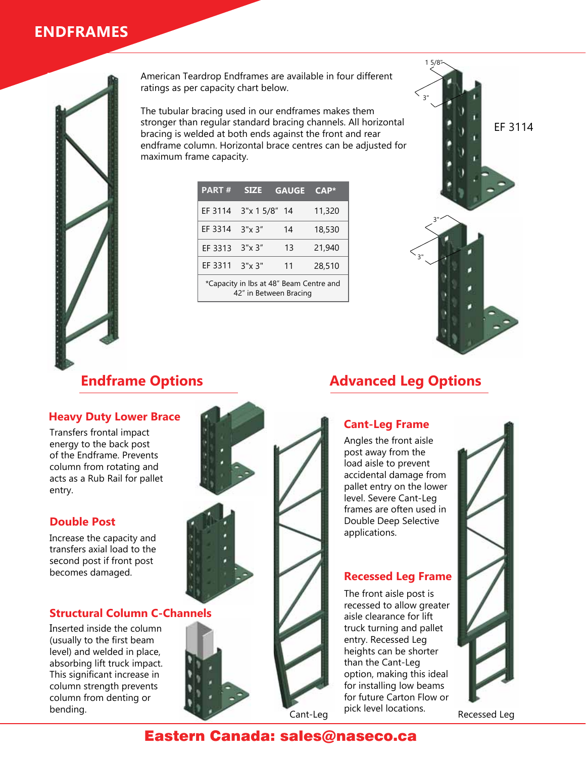# ENDFRAMES

American Teardrop Endframes are available in four different ratings as per capacity chart below.

The tubular bracing used in our endframes makes them stronger than regular standard bracing channels. All horizontal bracing is welded at both ends against the front and rear endframe column. Horizontal brace centres can be adjusted for maximum frame capacity.

| PART # | SIZE | GAUGE | CAP* |
|---|---|---|---|
| EF 3114 | 3"x 1 5/8" | 14 | 11,320 |
| EF 3314 | 3"x 3" | 14 | 18,530 |
| EF 3313 | 3"x 3" | 13 | 21,940 |
| EF 3311 | 3"x 3" | 11 | 28,510 |

*Capacity in lbs at 48" Beam Centre and 42" in Between Bracing

1 5/8"
3"
EF 3114

3"
3"

## Endframe Options

### Heavy Duty Lower Brace

Transfers frontal impact energy to the back post of the Endframe. Prevents column from rotating and acts as a Rub Rail for pallet entry.

### Double Post

Increase the capacity and transfers axial load to the second post if front post becomes damaged.

### Structural Column C-Channels

Inserted inside the column (usually to the first beam level) and welded in place, absorbing lift truck impact. This significant increase in column strength prevents column from denting or bending.

## Advanced Leg Options

### Cant-Leg Frame

Angles the front aisle post away from the load aisle to prevent accidental damage from pallet entry on the lower level. Severe Cant-Leg frames are often used in Double Deep Selective applications.

### Recessed Leg Frame

The front aisle post is recessed to allow greater aisle clearance for lift truck turning and pallet entry. Recessed Leg heights can be shorter than the Cant-Leg option, making this ideal for installing low beams for future Carton Flow or pick level locations.

Cant-Leg

Recessed Leg

**Eastern Canada: sales@naseco.ca**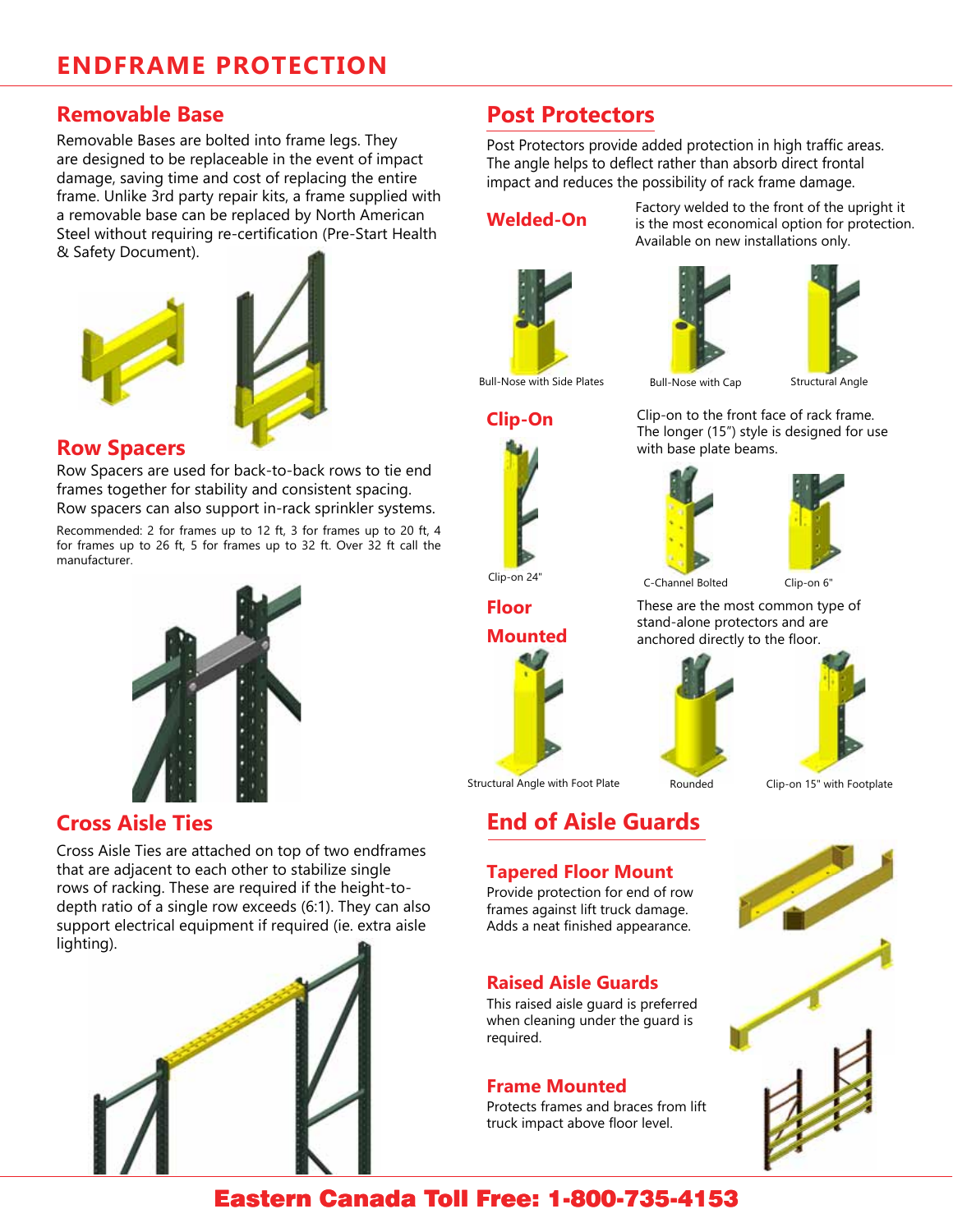# ENDFRAME PROTECTION

## Removable Base

Removable Bases are bolted into frame legs. They are designed to be replaceable in the event of impact damage, saving time and cost of replacing the entire frame. Unlike 3rd party repair kits, a frame supplied with a removable base can be replaced by North American Steel without requiring re-certification (Pre-Start Health & Safety Document).

## Row Spacers

Row Spacers are used for back-to-back rows to tie end frames together for stability and consistent spacing. Row spacers can also support in-rack sprinkler systems.

Recommended: 2 for frames up to 12 ft, 3 for frames up to 20 ft, 4 for frames up to 26 ft, 5 for frames up to 32 ft. Over 32 ft call the manufacturer.

## Cross Aisle Ties

Cross Aisle Ties are attached on top of two endframes that are adjacent to each other to stabilize single rows of racking. These are required if the height-to-depth ratio of a single row exceeds (6:1). They can also support electrical equipment if required (ie. extra aisle lighting).

## Post Protectors

Post Protectors provide added protection in high traffic areas. The angle helps to deflect rather than absorb direct frontal impact and reduces the possibility of rack frame damage.

### Welded-On

Factory welded to the front of the upright it is the most economical option for protection. Available on new installations only.

Bull-Nose with Side Plates

Bull-Nose with Cap

Structural Angle

### Clip-On

Clip-on to the front face of rack frame. The longer (15") style is designed for use with base plate beams.

Clip-on 24"

C-Channel Bolted

Clip-on 6"

### Floor Mounted

These are the most common type of stand-alone protectors and are anchored directly to the floor.

Structural Angle with Foot Plate

Rounded

Clip-on 15" with Footplate

## End of Aisle Guards

### Tapered Floor Mount

Provide protection for end of row frames against lift truck damage. Adds a neat finished appearance.

### Raised Aisle Guards

This raised aisle guard is preferred when cleaning under the guard is required.

### Frame Mounted

Protects frames and braces from lift truck impact above floor level.

**Eastern Canada Toll Free: 1-800-735-4153**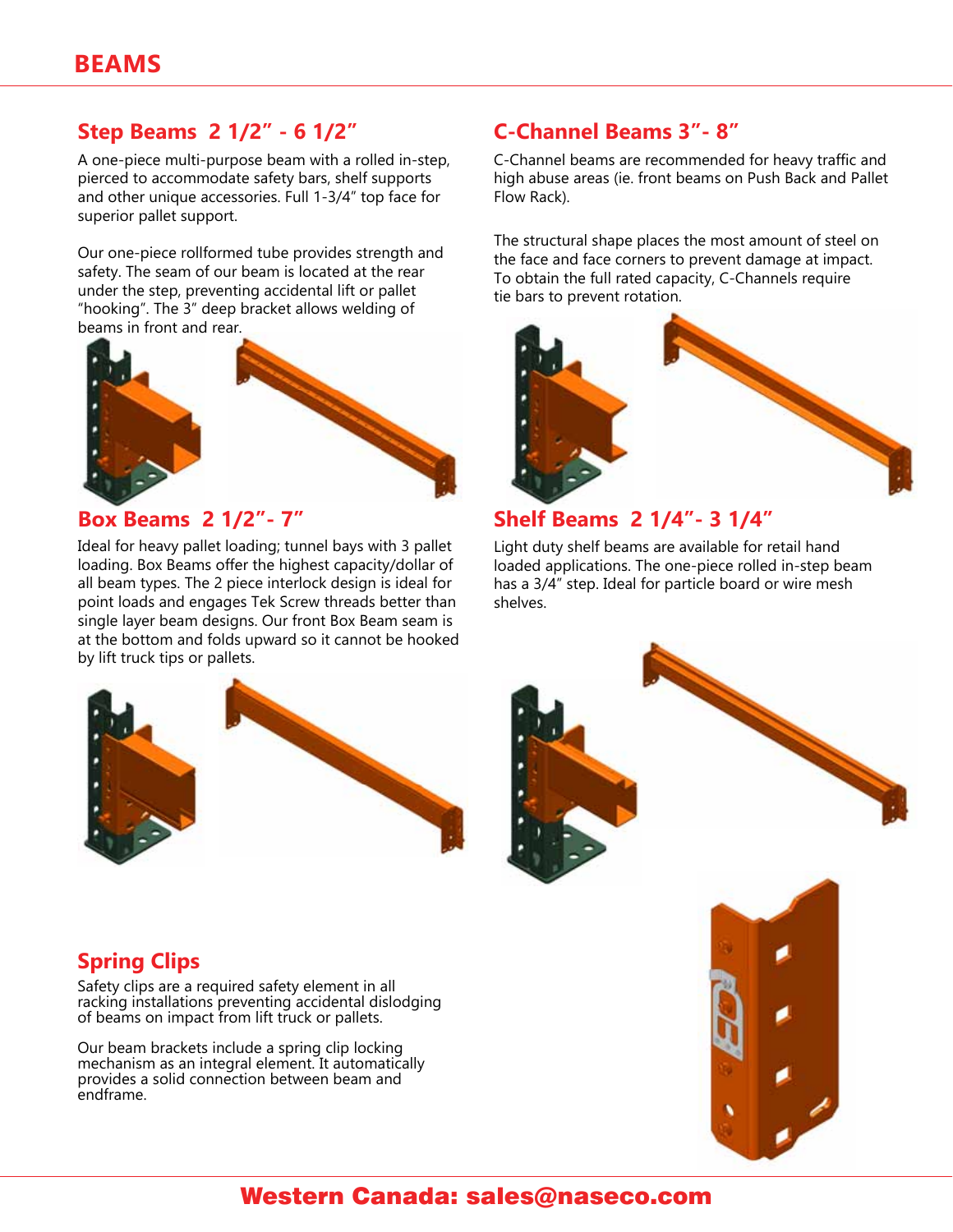# BEAMS

## Step Beams 2 1/2" - 6 1/2"

A one-piece multi-purpose beam with a rolled in-step, pierced to accommodate safety bars, shelf supports and other unique accessories. Full 1-3/4" top face for superior pallet support.

Our one-piece rollformed tube provides strength and safety. The seam of our beam is located at the rear under the step, preventing accidental lift or pallet "hooking". The 3" deep bracket allows welding of beams in front and rear.

## C-Channel Beams 3"- 8"

C-Channel beams are recommended for heavy traffic and high abuse areas (ie. front beams on Push Back and Pallet Flow Rack).

The structural shape places the most amount of steel on the face and face corners to prevent damage at impact. To obtain the full rated capacity, C-Channels require tie bars to prevent rotation.

## Box Beams 2 1/2"- 7"

Ideal for heavy pallet loading; tunnel bays with 3 pallet loading. Box Beams offer the highest capacity/dollar of all beam types. The 2 piece interlock design is ideal for point loads and engages Tek Screw threads better than single layer beam designs. Our front Box Beam seam is at the bottom and folds upward so it cannot be hooked by lift truck tips or pallets.

## Shelf Beams 2 1/4"- 3 1/4"

Light duty shelf beams are available for retail hand loaded applications. The one-piece rolled in-step beam has a 3/4" step. Ideal for particle board or wire mesh shelves.

## Spring Clips

Safety clips are a required safety element in all racking installations preventing accidental dislodging of beams on impact from lift truck or pallets.

Our beam brackets include a spring clip locking mechanism as an integral element. It automatically provides a solid connection between beam and endframe.

**Western Canada: sales@naseco.com**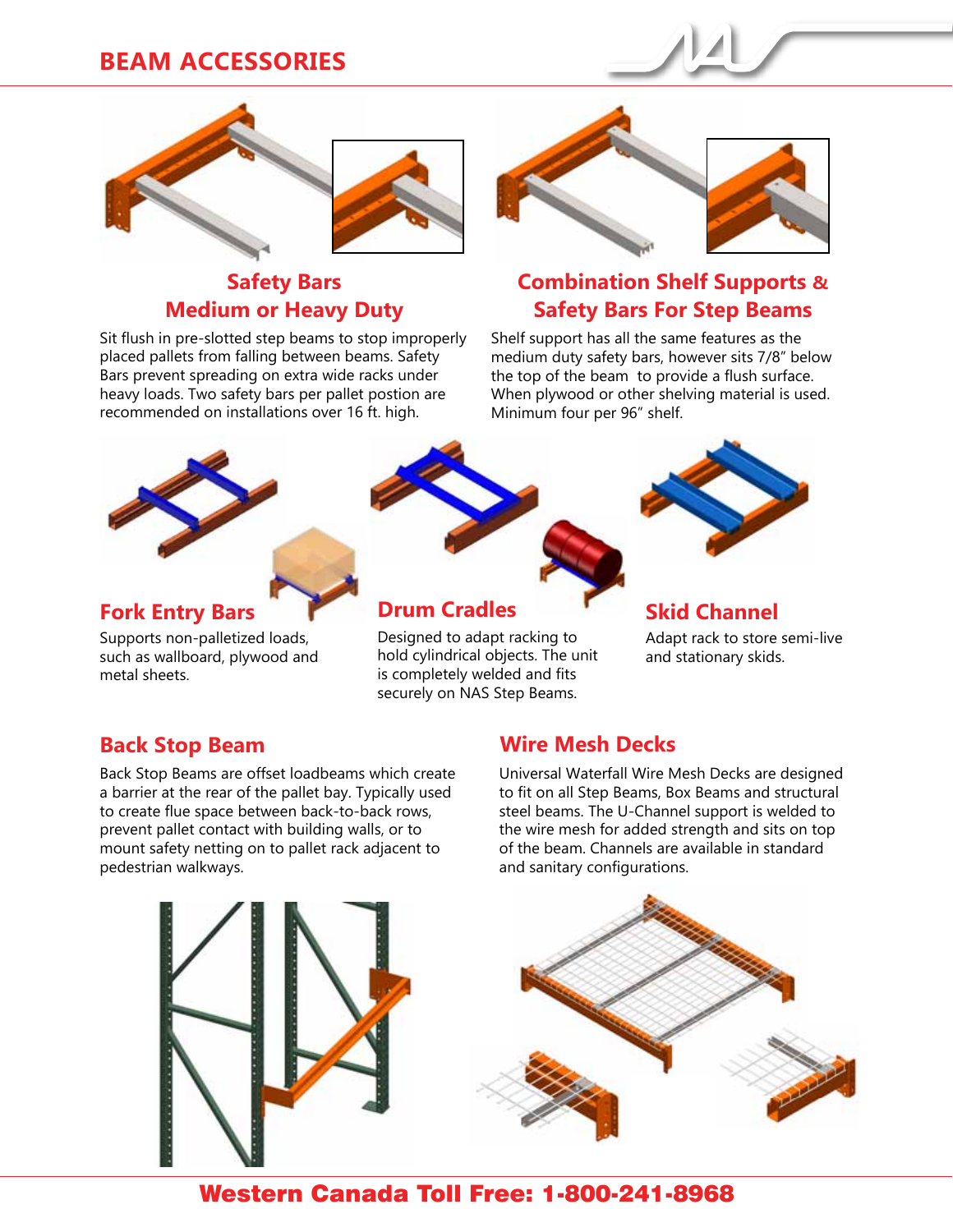# BEAM ACCESSORIES

## Safety Bars Medium or Heavy Duty

Sit flush in pre-slotted step beams to stop improperly placed pallets from falling between beams. Safety Bars prevent spreading on extra wide racks under heavy loads. Two safety bars per pallet postion are recommended on installations over 16 ft. high.

## Combination Shelf Supports & Safety Bars For Step Beams

Shelf support has all the same features as the medium duty safety bars, however sits 7/8" below the top of the beam to provide a flush surface. When plywood or other shelving material is used. Minimum four per 96" shelf.

## Fork Entry Bars

Supports non-palletized loads, such as wallboard, plywood and metal sheets.

## Drum Cradles

Designed to adapt racking to hold cylindrical objects. The unit is completely welded and fits securely on NAS Step Beams.

## Skid Channel

Adapt rack to store semi-live and stationary skids.

## Back Stop Beam

Back Stop Beams are offset loadbeams which create a barrier at the rear of the pallet bay. Typically used to create flue space between back-to-back rows, prevent pallet contact with building walls, or to mount safety netting on to pallet rack adjacent to pedestrian walkways.

## Wire Mesh Decks

Universal Waterfall Wire Mesh Decks are designed to fit on all Step Beams, Box Beams and structural steel beams. The U-Channel support is welded to the wire mesh for added strength and sits on top of the beam. Channels are available in standard and sanitary configurations.

**Western Canada Toll Free: 1-800-241-8968**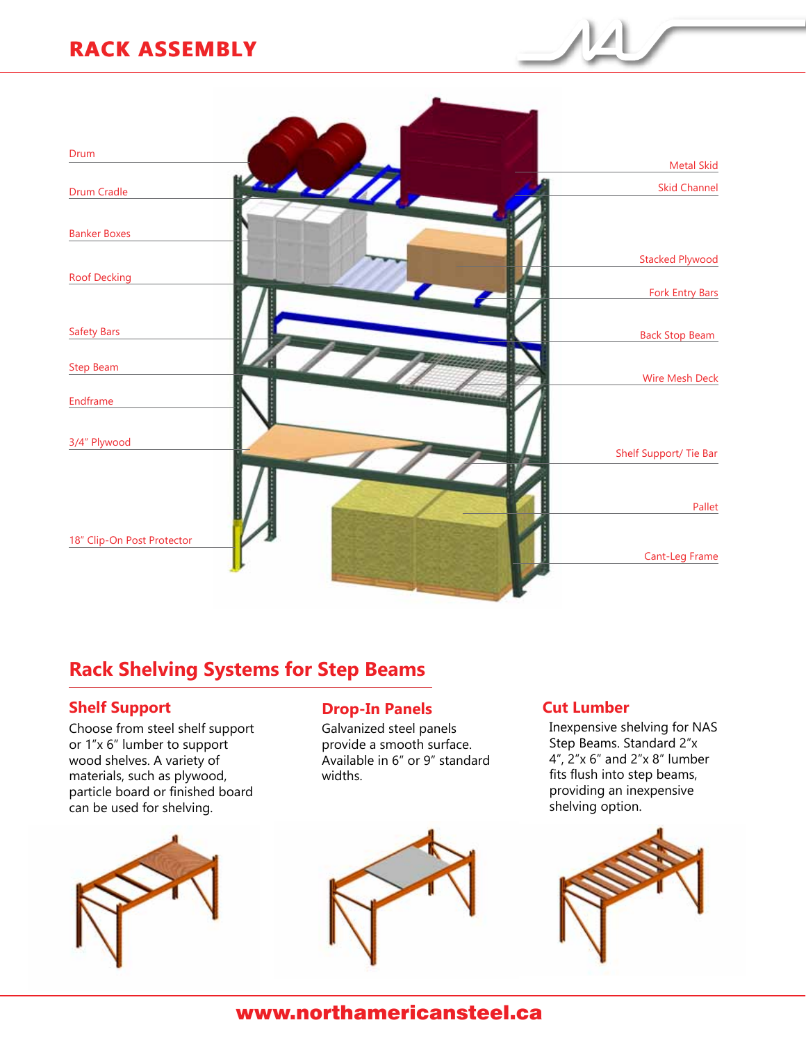# RACK ASSEMBLY

Drum

Drum Cradle

Banker Boxes

Roof Decking

Safety Bars

Step Beam

Endframe

3/4" Plywood

18" Clip-On Post Protector

Metal Skid

Skid Channel

Stacked Plywood

Fork Entry Bars

Back Stop Beam

Wire Mesh Deck

Shelf Support/ Tie Bar

Pallet

Cant-Leg Frame

## Rack Shelving Systems for Step Beams

### Shelf Support

Choose from steel shelf support or 1"x 6" lumber to support wood shelves. A variety of materials, such as plywood, particle board or finished board can be used for shelving.

### Drop-In Panels

Galvanized steel panels provide a smooth surface. Available in 6" or 9" standard widths.

### Cut Lumber

Inexpensive shelving for NAS Step Beams. Standard 2"x 4", 2"x 6" and 2"x 8" lumber fits flush into step beams, providing an inexpensive shelving option.

www.northamericansteel.ca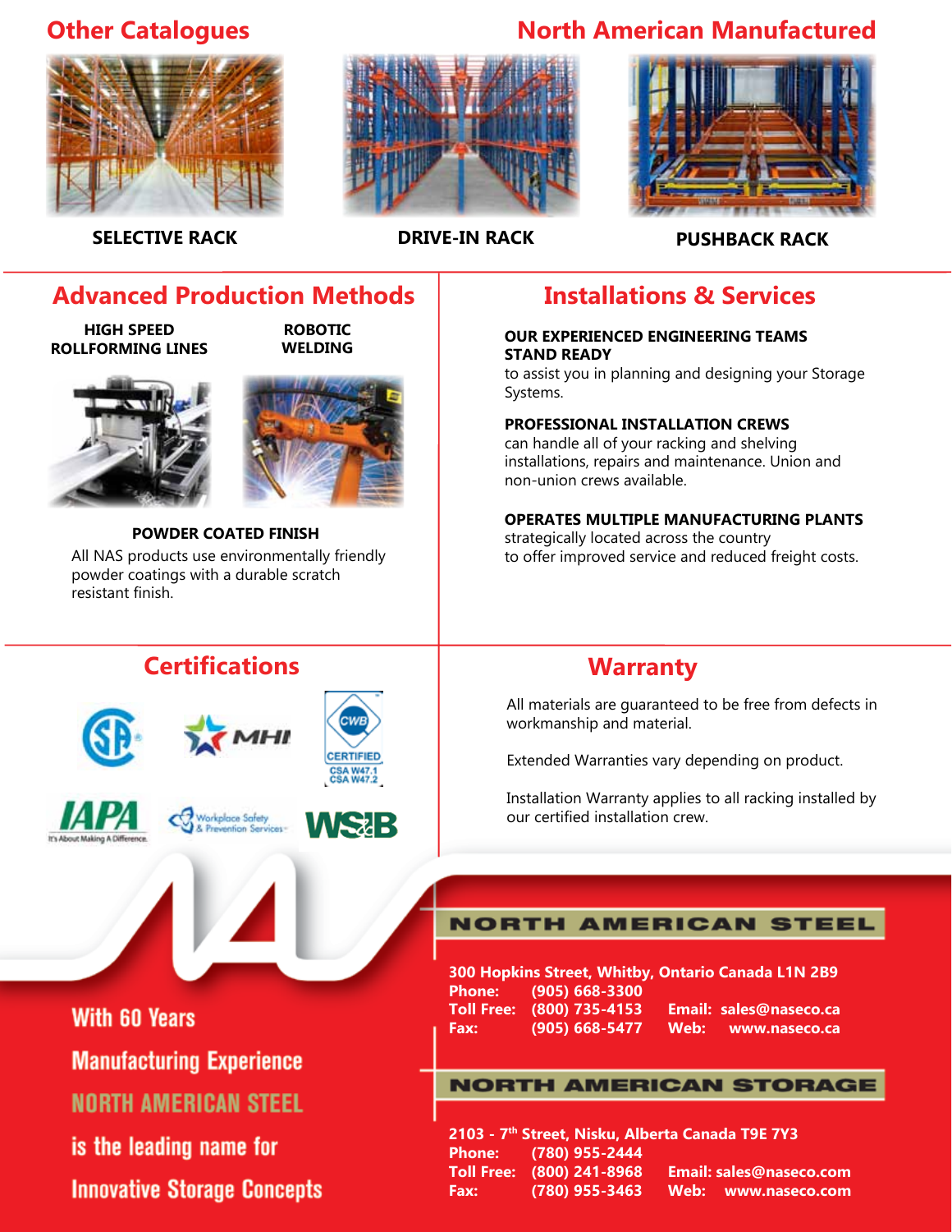## Other Catalogues

## North American Manufactured

SELECTIVE RACK

DRIVE-IN RACK

PUSHBACK RACK

## Advanced Production Methods

**HIGH SPEED ROLLFORMING LINES**

**ROBOTIC WELDING**

**POWDER COATED FINISH**

All NAS products use environmentally friendly powder coatings with a durable scratch resistant finish.

## Installations & Services

**OUR EXPERIENCED ENGINEERING TEAMS STAND READY**
to assist you in planning and designing your Storage Systems.

**PROFESSIONAL INSTALLATION CREWS**
can handle all of your racking and shelving installations, repairs and maintenance. Union and non-union crews available.

**OPERATES MULTIPLE MANUFACTURING PLANTS**
strategically located across the country to offer improved service and reduced freight costs.

## Certifications

CWB CERTIFIED CSA W47.1 CSA W47.2

MHI

IAPA It's About Making A Difference.

Workplace Safety & Prevention Services

WSIB

## Warranty

All materials are guaranteed to be free from defects in workmanship and material.

Extended Warranties vary depending on product.

Installation Warranty applies to all racking installed by our certified installation crew.

With 60 Years
Manufacturing Experience
NORTH AMERICAN STEEL
is the leading name for
Innovative Storage Concepts

### NORTH AMERICAN STEEL

**300 Hopkins Street, Whitby, Ontario Canada L1N 2B9**
**Phone:** (905) 668-3300
**Toll Free:** (800) 735-4153 **Email:** sales@naseco.ca
**Fax:** (905) 668-5477 **Web:** www.naseco.ca

### NORTH AMERICAN STORAGE

**2103 - 7th Street, Nisku, Alberta Canada T9E 7Y3**
**Phone:** (780) 955-2444
**Toll Free:** (800) 241-8968 **Email:** sales@naseco.com
**Fax:** (780) 955-3463 **Web:** www.naseco.com